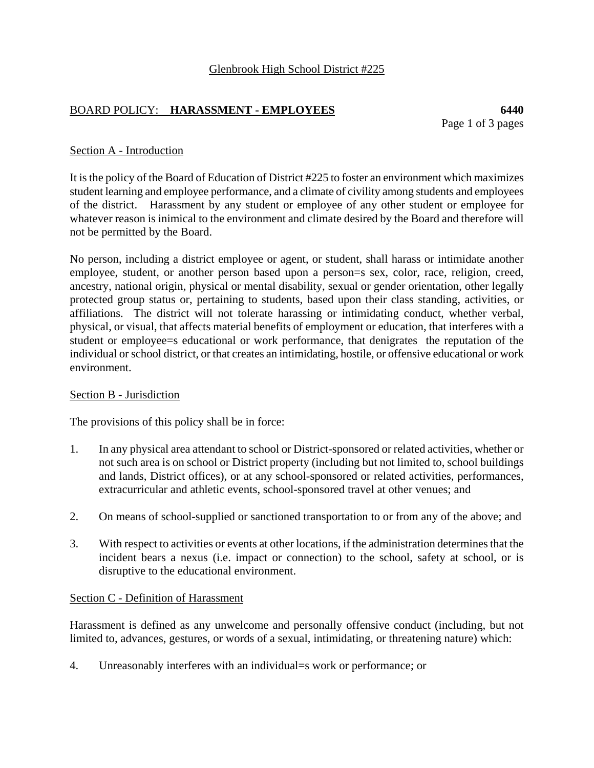Glenbrook High School District #225

# BOARD POLICY: **HARASSMENT - EMPLOYEES** **6440**

## Section A - Introduction

It is the policy of the Board of Education of District #225 to foster an environment which maximizes student learning and employee performance, and a climate of civility among students and employees of the district. Harassment by any student or employee of any other student or employee for whatever reason is inimical to the environment and climate desired by the Board and therefore will not be permitted by the Board.

No person, including a district employee or agent, or student, shall harass or intimidate another employee, student, or another person based upon a person=s sex, color, race, religion, creed, ancestry, national origin, physical or mental disability, sexual or gender orientation, other legally protected group status or, pertaining to students, based upon their class standing, activities, or affiliations. The district will not tolerate harassing or intimidating conduct, whether verbal, physical, or visual, that affects material benefits of employment or education, that interferes with a student or employee=s educational or work performance, that denigrates the reputation of the individual or school district, or that creates an intimidating, hostile, or offensive educational or work environment.

## Section B - Jurisdiction

The provisions of this policy shall be in force:

1. In any physical area attendant to school or District-sponsored or related activities, whether or not such area is on school or District property (including but not limited to, school buildings and lands, District offices), or at any school-sponsored or related activities, performances, extracurricular and athletic events, school-sponsored travel at other venues; and

2. On means of school-supplied or sanctioned transportation to or from any of the above; and

3. With respect to activities or events at other locations, if the administration determines that the incident bears a nexus (i.e. impact or connection) to the school, safety at school, or is disruptive to the educational environment.

## Section C - Definition of Harassment

Harassment is defined as any unwelcome and personally offensive conduct (including, but not limited to, advances, gestures, or words of a sexual, intimidating, or threatening nature) which:

4. Unreasonably interferes with an individual=s work or performance; or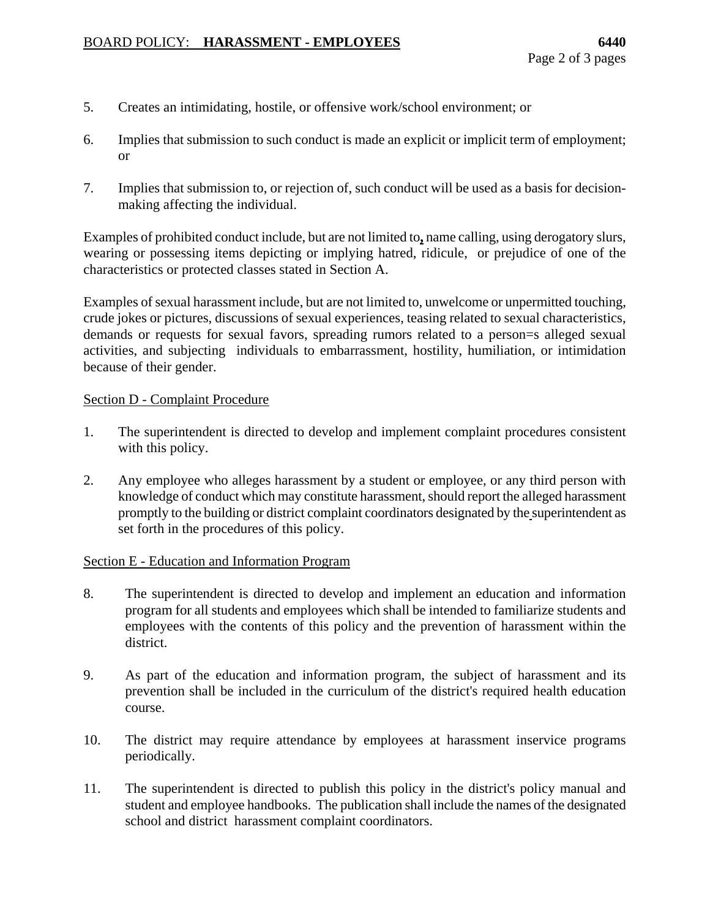5. Creates an intimidating, hostile, or offensive work/school environment; or

6. Implies that submission to such conduct is made an explicit or implicit term of employment; or

7. Implies that submission to, or rejection of, such conduct will be used as a basis for decision-making affecting the individual.

Examples of prohibited conduct include, but are not limited to, name calling, using derogatory slurs, wearing or possessing items depicting or implying hatred, ridicule, or prejudice of one of the characteristics or protected classes stated in Section A.

Examples of sexual harassment include, but are not limited to, unwelcome or unpermitted touching, crude jokes or pictures, discussions of sexual experiences, teasing related to sexual characteristics, demands or requests for sexual favors, spreading rumors related to a person=s alleged sexual activities, and subjecting individuals to embarrassment, hostility, humiliation, or intimidation because of their gender.

## Section D - Complaint Procedure

1. The superintendent is directed to develop and implement complaint procedures consistent with this policy.

2. Any employee who alleges harassment by a student or employee, or any third person with knowledge of conduct which may constitute harassment, should report the alleged harassment promptly to the building or district complaint coordinators designated by the superintendent as set forth in the procedures of this policy.

## Section E - Education and Information Program

8. The superintendent is directed to develop and implement an education and information program for all students and employees which shall be intended to familiarize students and employees with the contents of this policy and the prevention of harassment within the district.

9. As part of the education and information program, the subject of harassment and its prevention shall be included in the curriculum of the district's required health education course.

10. The district may require attendance by employees at harassment inservice programs periodically.

11. The superintendent is directed to publish this policy in the district's policy manual and student and employee handbooks. The publication shall include the names of the designated school and district harassment complaint coordinators.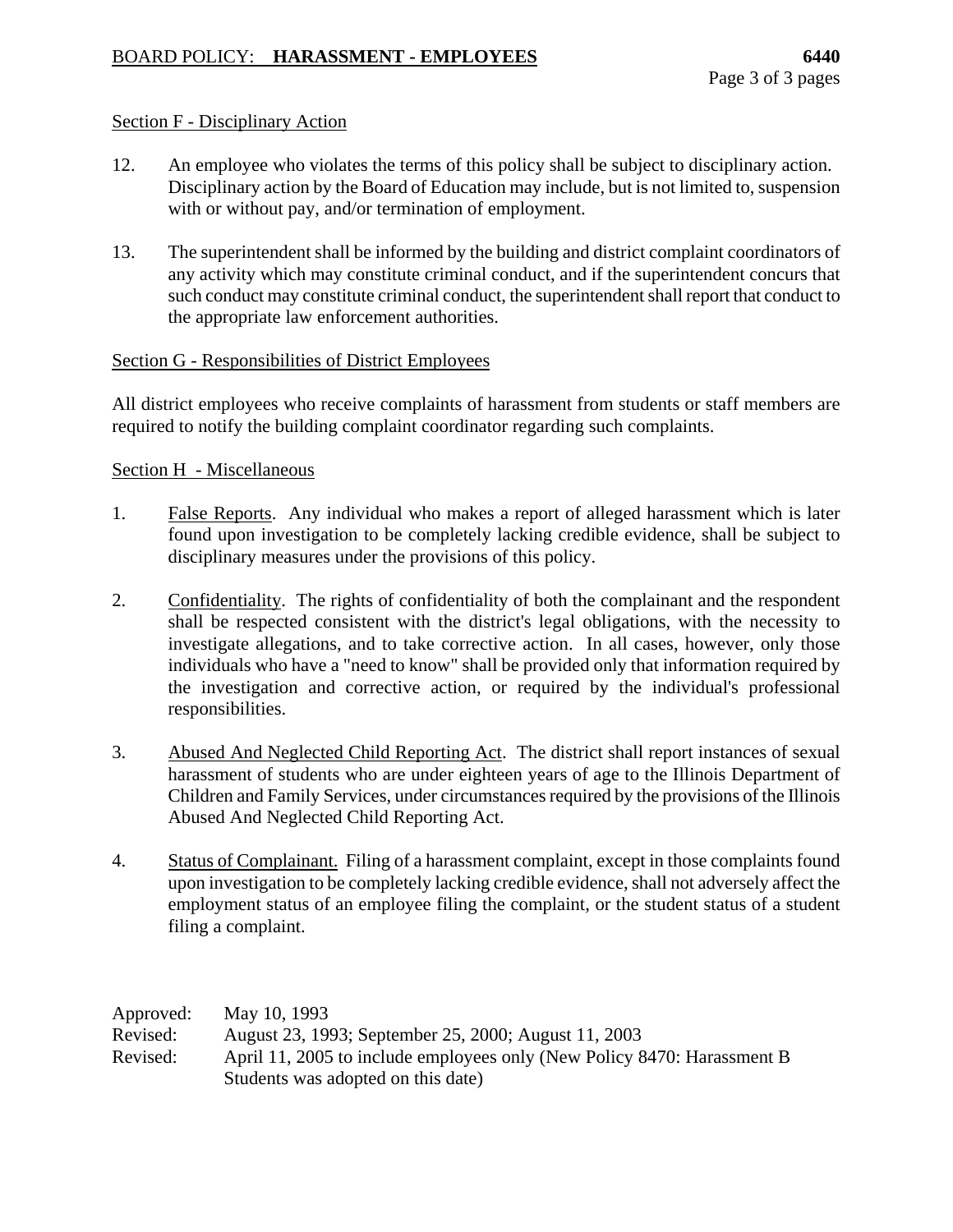## Section F - Disciplinary Action

12. An employee who violates the terms of this policy shall be subject to disciplinary action. Disciplinary action by the Board of Education may include, but is not limited to, suspension with or without pay, and/or termination of employment.

13. The superintendent shall be informed by the building and district complaint coordinators of any activity which may constitute criminal conduct, and if the superintendent concurs that such conduct may constitute criminal conduct, the superintendent shall report that conduct to the appropriate law enforcement authorities.

## Section G - Responsibilities of District Employees

All district employees who receive complaints of harassment from students or staff members are required to notify the building complaint coordinator regarding such complaints.

## Section H - Miscellaneous

1. False Reports. Any individual who makes a report of alleged harassment which is later found upon investigation to be completely lacking credible evidence, shall be subject to disciplinary measures under the provisions of this policy.

2. Confidentiality. The rights of confidentiality of both the complainant and the respondent shall be respected consistent with the district's legal obligations, with the necessity to investigate allegations, and to take corrective action. In all cases, however, only those individuals who have a "need to know" shall be provided only that information required by the investigation and corrective action, or required by the individual's professional responsibilities.

3. Abused And Neglected Child Reporting Act. The district shall report instances of sexual harassment of students who are under eighteen years of age to the Illinois Department of Children and Family Services, under circumstances required by the provisions of the Illinois Abused And Neglected Child Reporting Act.

4. Status of Complainant. Filing of a harassment complaint, except in those complaints found upon investigation to be completely lacking credible evidence, shall not adversely affect the employment status of an employee filing the complaint, or the student status of a student filing a complaint.

Approved: May 10, 1993
Revised: August 23, 1993; September 25, 2000; August 11, 2003
Revised: April 11, 2005 to include employees only (New Policy 8470: Harassment B Students was adopted on this date)